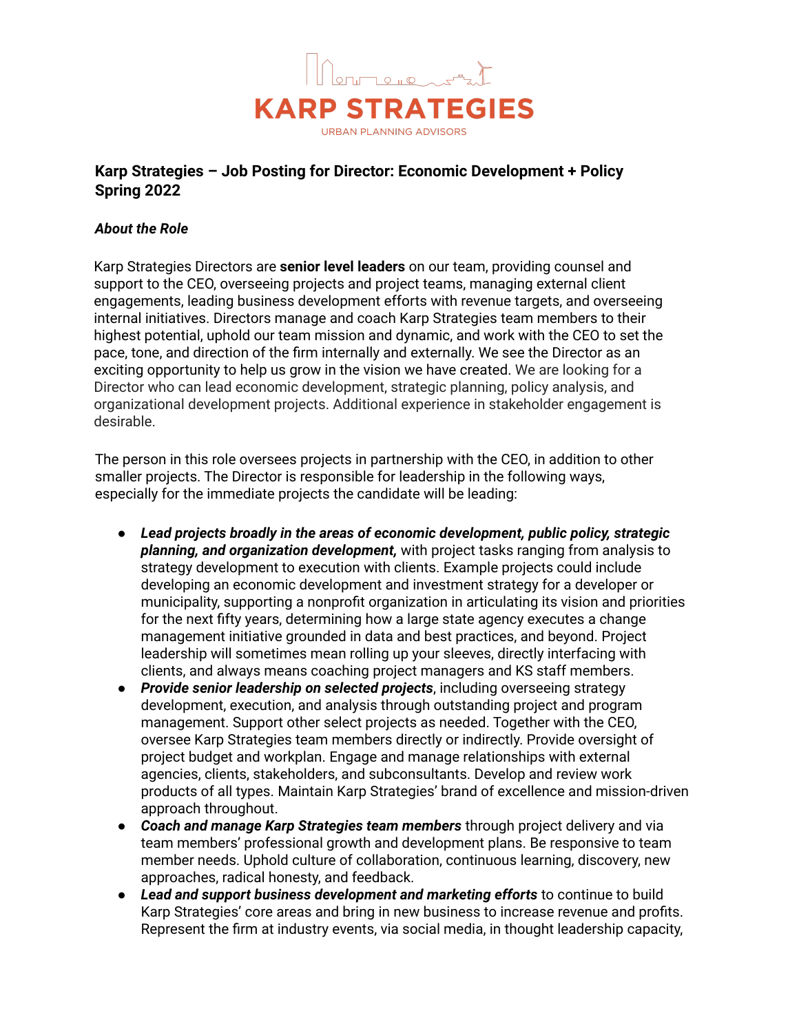KARP STRATEGIES

URBAN PLANNING ADVISORS

**Karp Strategies – Job Posting for Director: Economic Development + Policy**
**Spring 2022**

***About the Role***

Karp Strategies Directors are **senior level leaders** on our team, providing counsel and support to the CEO, overseeing projects and project teams, managing external client engagements, leading business development efforts with revenue targets, and overseeing internal initiatives. Directors manage and coach Karp Strategies team members to their highest potential, uphold our team mission and dynamic, and work with the CEO to set the pace, tone, and direction of the firm internally and externally. We see the Director as an exciting opportunity to help us grow in the vision we have created. We are looking for a Director who can lead economic development, strategic planning, policy analysis, and organizational development projects. Additional experience in stakeholder engagement is desirable.

The person in this role oversees projects in partnership with the CEO, in addition to other smaller projects. The Director is responsible for leadership in the following ways, especially for the immediate projects the candidate will be leading:

- ***Lead projects broadly in the areas of economic development, public policy, strategic planning, and organization development,*** with project tasks ranging from analysis to strategy development to execution with clients. Example projects could include developing an economic development and investment strategy for a developer or municipality, supporting a nonprofit organization in articulating its vision and priorities for the next fifty years, determining how a large state agency executes a change management initiative grounded in data and best practices, and beyond. Project leadership will sometimes mean rolling up your sleeves, directly interfacing with clients, and always means coaching project managers and KS staff members.
- ***Provide senior leadership on selected projects***, including overseeing strategy development, execution, and analysis through outstanding project and program management. Support other select projects as needed. Together with the CEO, oversee Karp Strategies team members directly or indirectly. Provide oversight of project budget and workplan. Engage and manage relationships with external agencies, clients, stakeholders, and subconsultants. Develop and review work products of all types. Maintain Karp Strategies' brand of excellence and mission-driven approach throughout.
- ***Coach and manage Karp Strategies team members*** through project delivery and via team members' professional growth and development plans. Be responsive to team member needs. Uphold culture of collaboration, continuous learning, discovery, new approaches, radical honesty, and feedback.
- ***Lead and support business development and marketing efforts*** to continue to build Karp Strategies' core areas and bring in new business to increase revenue and profits. Represent the firm at industry events, via social media, in thought leadership capacity,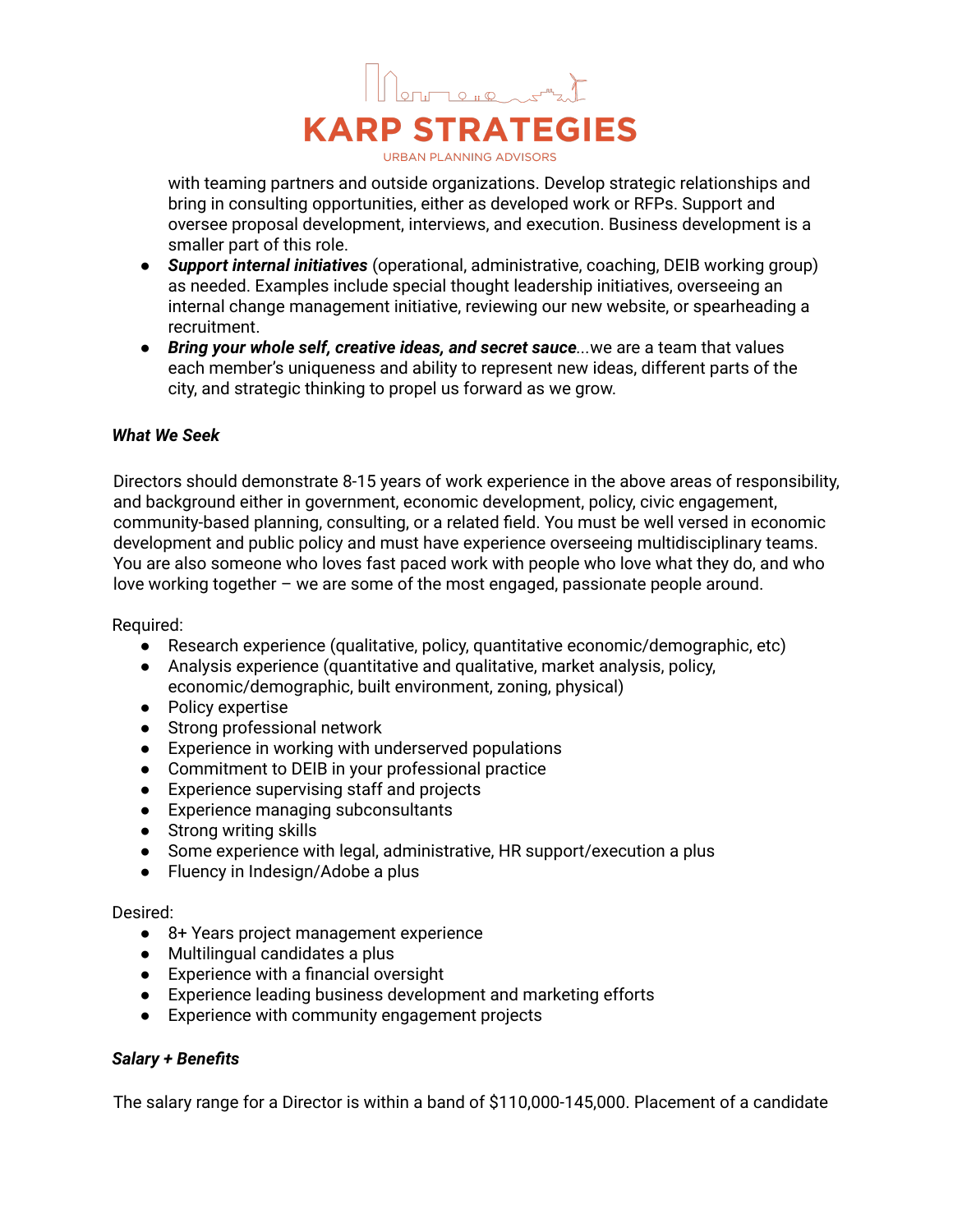with teaming partners and outside organizations. Develop strategic relationships and bring in consulting opportunities, either as developed work or RFPs. Support and oversee proposal development, interviews, and execution. Business development is a smaller part of this role.

- ***Support internal initiatives*** (operational, administrative, coaching, DEIB working group) as needed. Examples include special thought leadership initiatives, overseeing an internal change management initiative, reviewing our new website, or spearheading a recruitment.
- ***Bring your whole self, creative ideas, and secret sauce***...we are a team that values each member's uniqueness and ability to represent new ideas, different parts of the city, and strategic thinking to propel us forward as we grow.

***What We Seek***

Directors should demonstrate 8-15 years of work experience in the above areas of responsibility, and background either in government, economic development, policy, civic engagement, community-based planning, consulting, or a related field. You must be well versed in economic development and public policy and must have experience overseeing multidisciplinary teams. You are also someone who loves fast paced work with people who love what they do, and who love working together – we are some of the most engaged, passionate people around.

Required:

- Research experience (qualitative, policy, quantitative economic/demographic, etc)
- Analysis experience (quantitative and qualitative, market analysis, policy, economic/demographic, built environment, zoning, physical)
- Policy expertise
- Strong professional network
- Experience in working with underserved populations
- Commitment to DEIB in your professional practice
- Experience supervising staff and projects
- Experience managing subconsultants
- Strong writing skills
- Some experience with legal, administrative, HR support/execution a plus
- Fluency in Indesign/Adobe a plus

Desired:

- 8+ Years project management experience
- Multilingual candidates a plus
- Experience with a financial oversight
- Experience leading business development and marketing efforts
- Experience with community engagement projects

***Salary + Benefits***

The salary range for a Director is within a band of $110,000-145,000. Placement of a candidate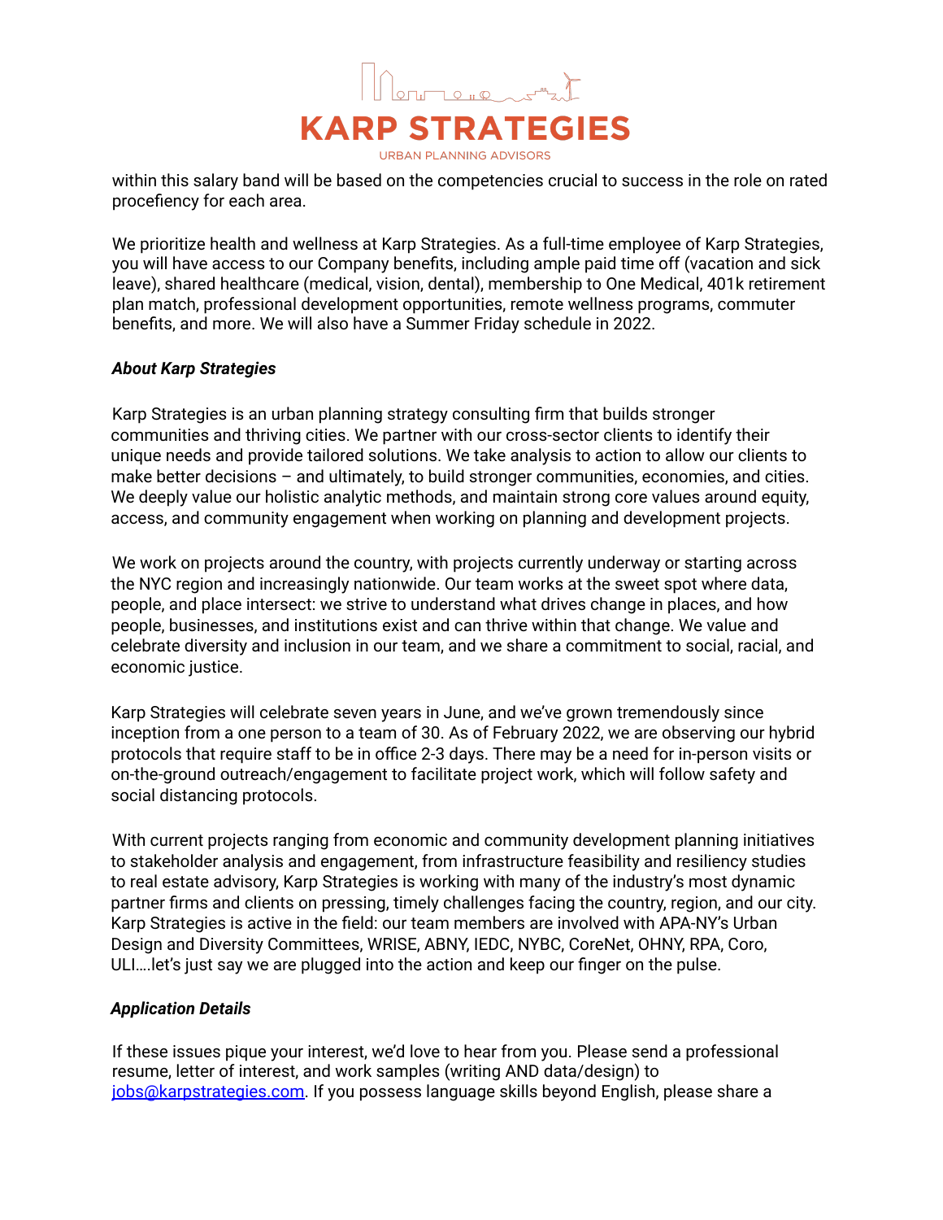within this salary band will be based on the competencies crucial to success in the role on rated procefiency for each area.

We prioritize health and wellness at Karp Strategies. As a full-time employee of Karp Strategies, you will have access to our Company benefits, including ample paid time off (vacation and sick leave), shared healthcare (medical, vision, dental), membership to One Medical, 401k retirement plan match, professional development opportunities, remote wellness programs, commuter benefits, and more. We will also have a Summer Friday schedule in 2022.

***About Karp Strategies***

Karp Strategies is an urban planning strategy consulting firm that builds stronger communities and thriving cities. We partner with our cross-sector clients to identify their unique needs and provide tailored solutions. We take analysis to action to allow our clients to make better decisions – and ultimately, to build stronger communities, economies, and cities. We deeply value our holistic analytic methods, and maintain strong core values around equity, access, and community engagement when working on planning and development projects.

We work on projects around the country, with projects currently underway or starting across the NYC region and increasingly nationwide. Our team works at the sweet spot where data, people, and place intersect: we strive to understand what drives change in places, and how people, businesses, and institutions exist and can thrive within that change. We value and celebrate diversity and inclusion in our team, and we share a commitment to social, racial, and economic justice.

Karp Strategies will celebrate seven years in June, and we've grown tremendously since inception from a one person to a team of 30. As of February 2022, we are observing our hybrid protocols that require staff to be in office 2-3 days. There may be a need for in-person visits or on-the-ground outreach/engagement to facilitate project work, which will follow safety and social distancing protocols.

With current projects ranging from economic and community development planning initiatives to stakeholder analysis and engagement, from infrastructure feasibility and resiliency studies to real estate advisory, Karp Strategies is working with many of the industry's most dynamic partner firms and clients on pressing, timely challenges facing the country, region, and our city. Karp Strategies is active in the field: our team members are involved with APA-NY's Urban Design and Diversity Committees, WRISE, ABNY, IEDC, NYBC, CoreNet, OHNY, RPA, Coro, ULI….let's just say we are plugged into the action and keep our finger on the pulse.

***Application Details***

If these issues pique your interest, we'd love to hear from you. Please send a professional resume, letter of interest, and work samples (writing AND data/design) to [jobs@karpstrategies.com](mailto:jobs@karpstrategies.com). If you possess language skills beyond English, please share a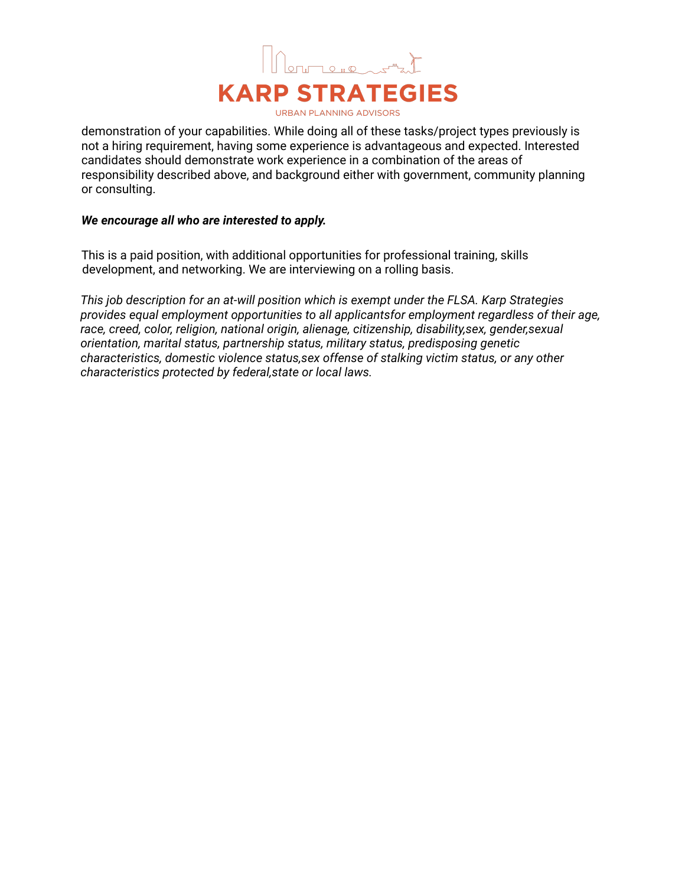demonstration of your capabilities. While doing all of these tasks/project types previously is not a hiring requirement, having some experience is advantageous and expected. Interested candidates should demonstrate work experience in a combination of the areas of responsibility described above, and background either with government, community planning or consulting.

***We encourage all who are interested to apply.***

This is a paid position, with additional opportunities for professional training, skills development, and networking. We are interviewing on a rolling basis.

*This job description for an at-will position which is exempt under the FLSA. Karp Strategies provides equal employment opportunities to all applicantsfor employment regardless of their age, race, creed, color, religion, national origin, alienage, citizenship, disability,sex, gender,sexual orientation, marital status, partnership status, military status, predisposing genetic characteristics, domestic violence status,sex offense of stalking victim status, or any other characteristics protected by federal,state or local laws.*